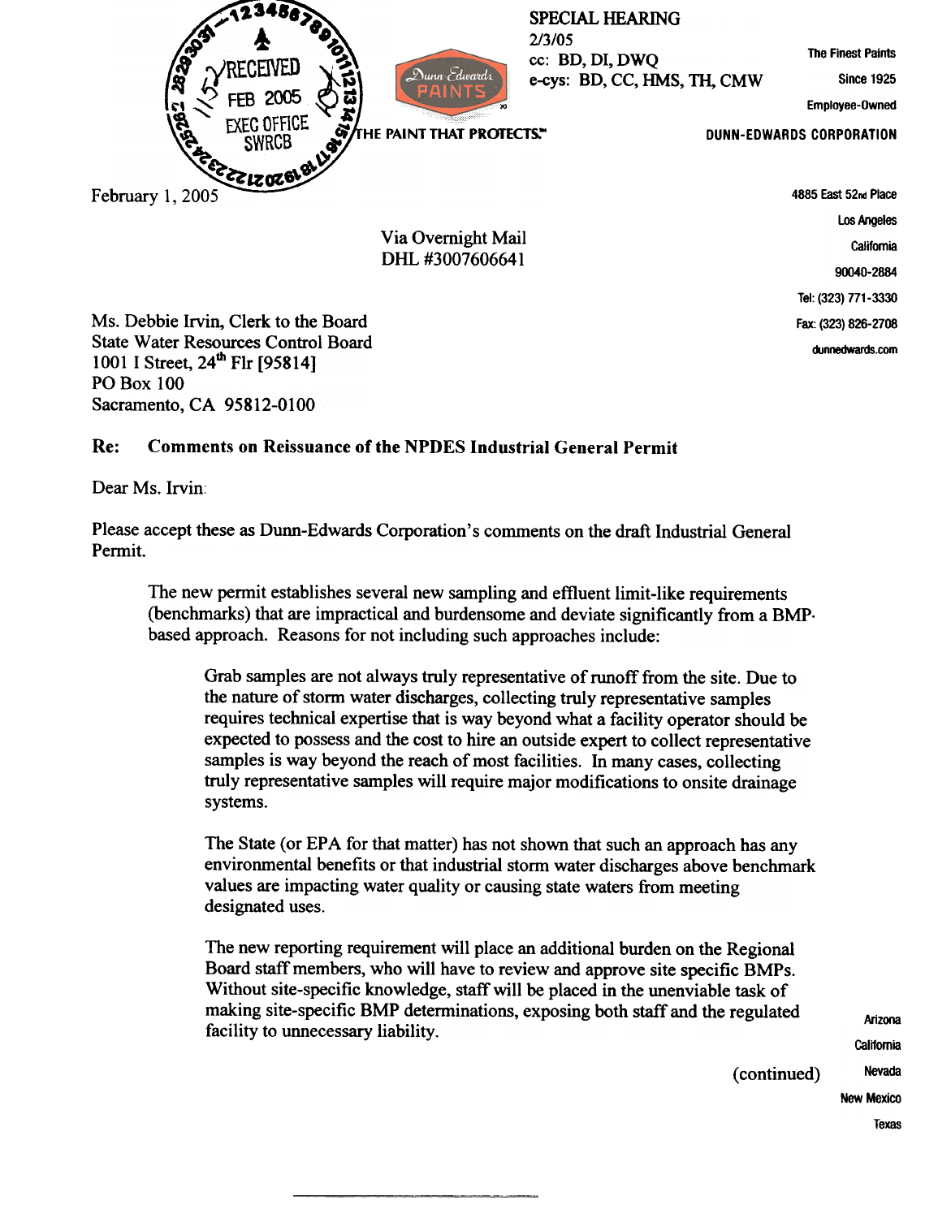RECEIVED
FEB 2005
EXEC OFFICE
SWRCB

SPECIAL HEARING
2/3/05
cc: BD, DI, DWQ
e-cys: BD, CC, HMS, TH, CMW

Dunn-Edwards PAINTS

THE PAINT THAT PROTECTS.

The Finest Paints
Since 1925
Employee-Owned

DUNN-EDWARDS CORPORATION

4885 East 52nd Place
Los Angeles
California
90040-2884
Tel: (323) 771-3330
Fax: (323) 826-2708
dunnedwards.com

February 1, 2005

Via Overnight Mail
DHL #3007606641

Ms. Debbie Irvin, Clerk to the Board
State Water Resources Control Board
1001 I Street, 24th Flr [95814]
PO Box 100
Sacramento, CA 95812-0100

**Re: Comments on Reissuance of the NPDES Industrial General Permit**

Dear Ms. Irvin:

Please accept these as Dunn-Edwards Corporation's comments on the draft Industrial General Permit.

> The new permit establishes several new sampling and effluent limit-like requirements (benchmarks) that are impractical and burdensome and deviate significantly from a BMP-based approach. Reasons for not including such approaches include:
>
> > Grab samples are not always truly representative of runoff from the site. Due to the nature of storm water discharges, collecting truly representative samples requires technical expertise that is way beyond what a facility operator should be expected to possess and the cost to hire an outside expert to collect representative samples is way beyond the reach of most facilities. In many cases, collecting truly representative samples will require major modifications to onsite drainage systems.
> >
> > The State (or EPA for that matter) has not shown that such an approach has any environmental benefits or that industrial storm water discharges above benchmark values are impacting water quality or causing state waters from meeting designated uses.
> >
> > The new reporting requirement will place an additional burden on the Regional Board staff members, who will have to review and approve site specific BMPs. Without site-specific knowledge, staff will be placed in the unenviable task of making site-specific BMP determinations, exposing both staff and the regulated facility to unnecessary liability.

(continued)

Arizona
California
Nevada
New Mexico
Texas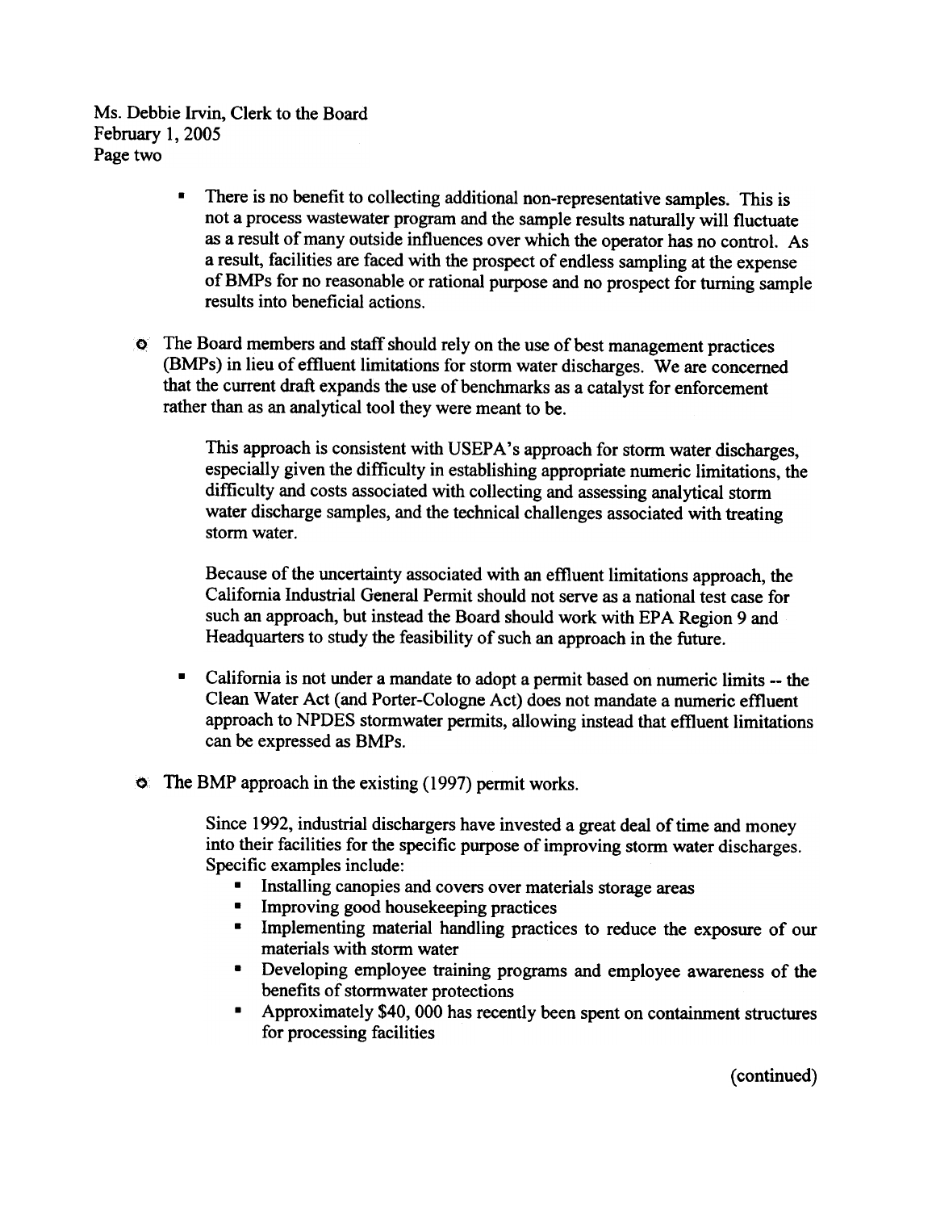Ms. Debbie Irvin, Clerk to the Board
February 1, 2005
Page two

- There is no benefit to collecting additional non-representative samples. This is not a process wastewater program and the sample results naturally will fluctuate as a result of many outside influences over which the operator has no control. As a result, facilities are faced with the prospect of endless sampling at the expense of BMPs for no reasonable or rational purpose and no prospect for turning sample results into beneficial actions.

- The Board members and staff should rely on the use of best management practices (BMPs) in lieu of effluent limitations for storm water discharges. We are concerned that the current draft expands the use of benchmarks as a catalyst for enforcement rather than as an analytical tool they were meant to be.

  This approach is consistent with USEPA's approach for storm water discharges, especially given the difficulty in establishing appropriate numeric limitations, the difficulty and costs associated with collecting and assessing analytical storm water discharge samples, and the technical challenges associated with treating storm water.

  Because of the uncertainty associated with an effluent limitations approach, the California Industrial General Permit should not serve as a national test case for such an approach, but instead the Board should work with EPA Region 9 and Headquarters to study the feasibility of such an approach in the future.

  - California is not under a mandate to adopt a permit based on numeric limits -- the Clean Water Act (and Porter-Cologne Act) does not mandate a numeric effluent approach to NPDES stormwater permits, allowing instead that effluent limitations can be expressed as BMPs.

- The BMP approach in the existing (1997) permit works.

  Since 1992, industrial dischargers have invested a great deal of time and money into their facilities for the specific purpose of improving storm water discharges. Specific examples include:

  - Installing canopies and covers over materials storage areas
  - Improving good housekeeping practices
  - Implementing material handling practices to reduce the exposure of our materials with storm water
  - Developing employee training programs and employee awareness of the benefits of stormwater protections
  - Approximately $40, 000 has recently been spent on containment structures for processing facilities

(continued)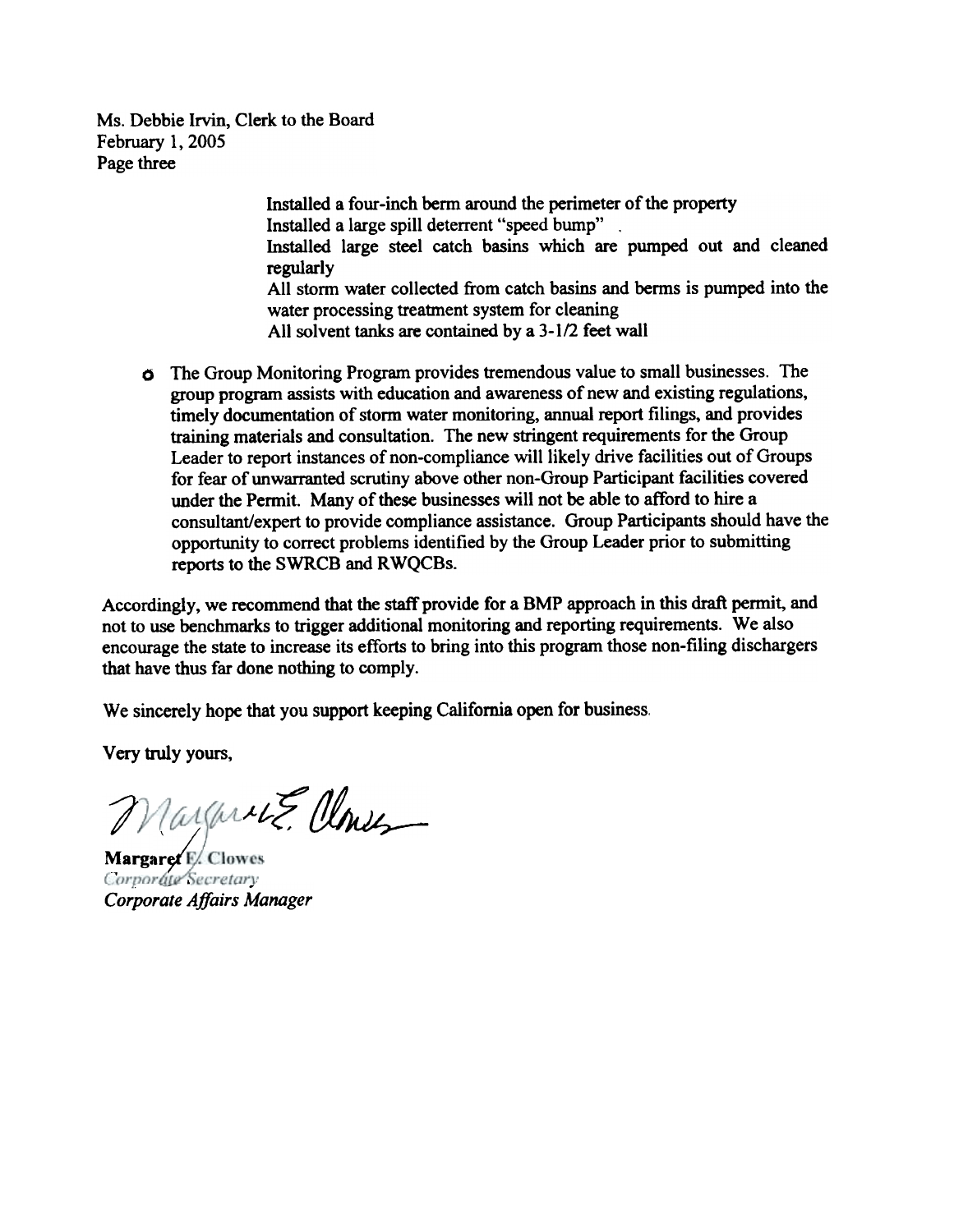Installed a four-inch berm around the perimeter of the property
Installed a large spill deterrent "speed bump"
Installed large steel catch basins which are pumped out and cleaned regularly
All storm water collected from catch basins and berms is pumped into the water processing treatment system for cleaning
All solvent tanks are contained by a 3-1/2 feet wall

- The Group Monitoring Program provides tremendous value to small businesses. The group program assists with education and awareness of new and existing regulations, timely documentation of storm water monitoring, annual report filings, and provides training materials and consultation. The new stringent requirements for the Group Leader to report instances of non-compliance will likely drive facilities out of Groups for fear of unwarranted scrutiny above other non-Group Participant facilities covered under the Permit. Many of these businesses will not be able to afford to hire a consultant/expert to provide compliance assistance. Group Participants should have the opportunity to correct problems identified by the Group Leader prior to submitting reports to the SWRCB and RWQCBs.

Accordingly, we recommend that the staff provide for a BMP approach in this draft permit, and not to use benchmarks to trigger additional monitoring and reporting requirements. We also encourage the state to increase its efforts to bring into this program those non-filing dischargers that have thus far done nothing to comply.

We sincerely hope that you support keeping California open for business.

Very truly yours,

Margaret E. Clowes

**Margaret E. Clowes**
*Corporate Secretary*
*Corporate Affairs Manager*